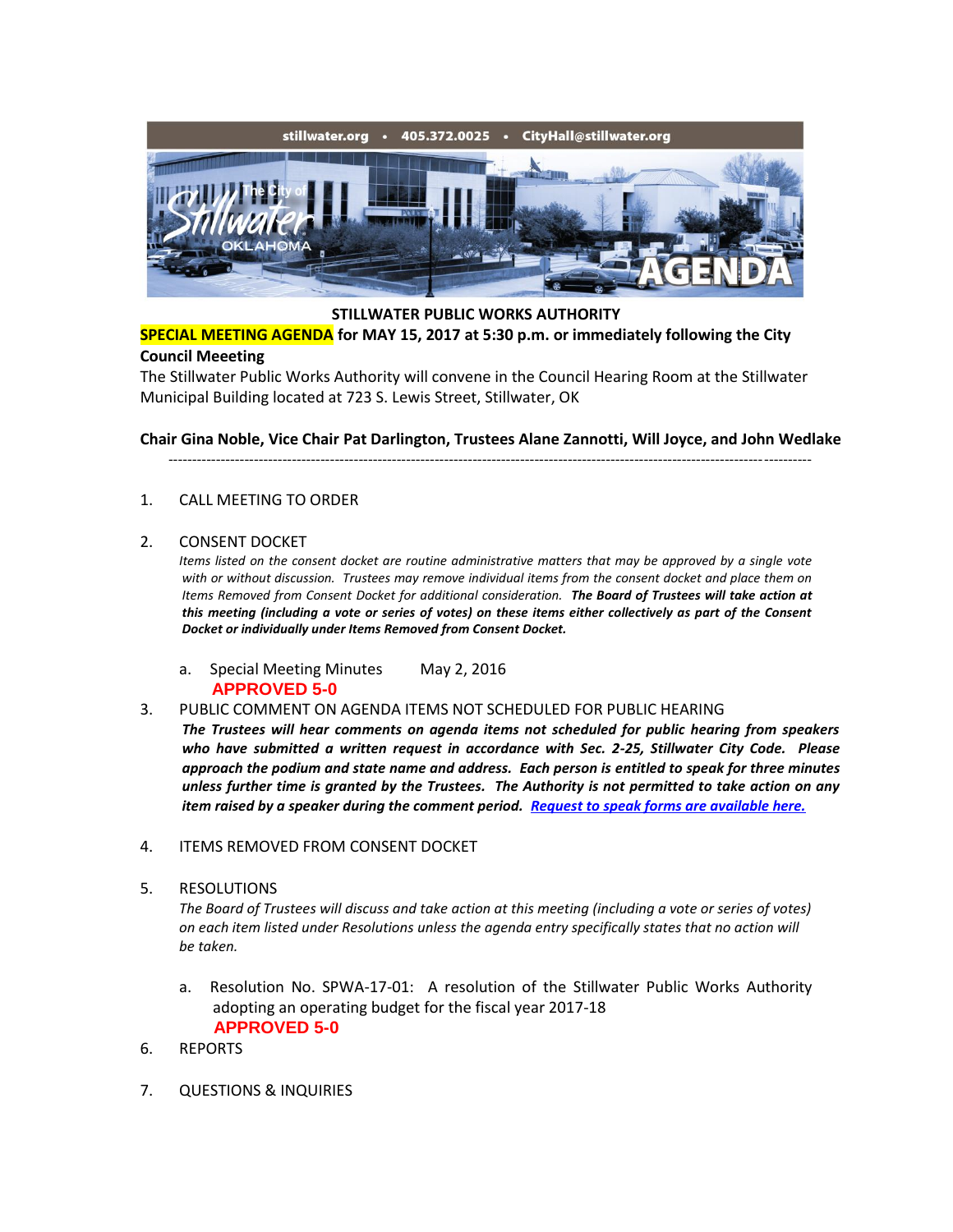stillwater.org • 405.372.0025 • CityHall@stillwater.org

**STILLWATER PUBLIC WORKS AUTHORITY**

**SPECIAL MEETING AGENDA for MAY 15, 2017 at 5:30 p.m. or immediately following the City Council Meeeting**

The Stillwater Public Works Authority will convene in the Council Hearing Room at the Stillwater Municipal Building located at 723 S. Lewis Street, Stillwater, OK

**Chair Gina Noble, Vice Chair Pat Darlington, Trustees Alane Zannotti, Will Joyce, and John Wedlake**

---

1. CALL MEETING TO ORDER

2. CONSENT DOCKET

   *Items listed on the consent docket are routine administrative matters that may be approved by a single vote with or without discussion. Trustees may remove individual items from the consent docket and place them on Items Removed from Consent Docket for additional consideration.* ***The Board of Trustees will take action at this meeting (including a vote or series of votes) on these items either collectively as part of the Consent Docket or individually under Items Removed from Consent Docket.***

   a. Special Meeting Minutes May 2, 2016
      **APPROVED 5-0**

3. PUBLIC COMMENT ON AGENDA ITEMS NOT SCHEDULED FOR PUBLIC HEARING

   ***The Trustees will hear comments on agenda items not scheduled for public hearing from speakers who have submitted a written request in accordance with Sec. 2-25, Stillwater City Code. Please approach the podium and state name and address. Each person is entitled to speak for three minutes unless further time is granted by the Trustees. The Authority is not permitted to take action on any item raised by a speaker during the comment period. Request to speak forms are available here.***

4. ITEMS REMOVED FROM CONSENT DOCKET

5. RESOLUTIONS

   *The Board of Trustees will discuss and take action at this meeting (including a vote or series of votes) on each item listed under Resolutions unless the agenda entry specifically states that no action will be taken.*

   a. Resolution No. SPWA-17-01: A resolution of the Stillwater Public Works Authority adopting an operating budget for the fiscal year 2017-18
      **APPROVED 5-0**

6. REPORTS

7. QUESTIONS & INQUIRIES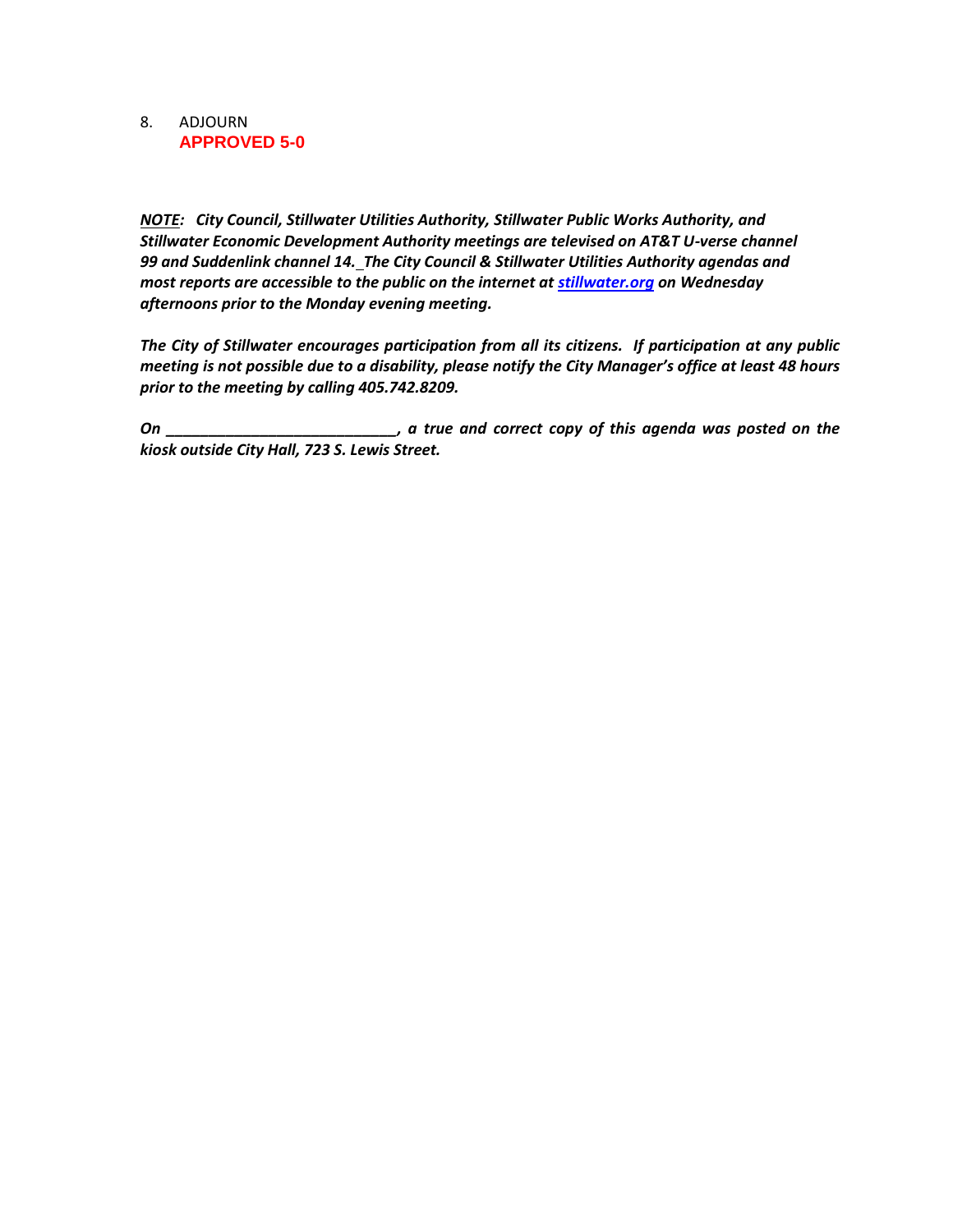8. ADJOURN
   **APPROVED 5-0**

***NOTE*: City Council, Stillwater Utilities Authority, Stillwater Public Works Authority, and Stillwater Economic Development Authority meetings are televised on AT&T U-verse channel 99 and Suddenlink channel 14. The City Council & Stillwater Utilities Authority agendas and most reports are accessible to the public on the internet at [stillwater.org](stillwater.org) on Wednesday afternoons prior to the Monday evening meeting.**

***The City of Stillwater encourages participation from all its citizens. If participation at any public meeting is not possible due to a disability, please notify the City Manager's office at least 48 hours prior to the meeting by calling 405.742.8209.***

***On ___________________________, a true and correct copy of this agenda was posted on the kiosk outside City Hall, 723 S. Lewis Street.***